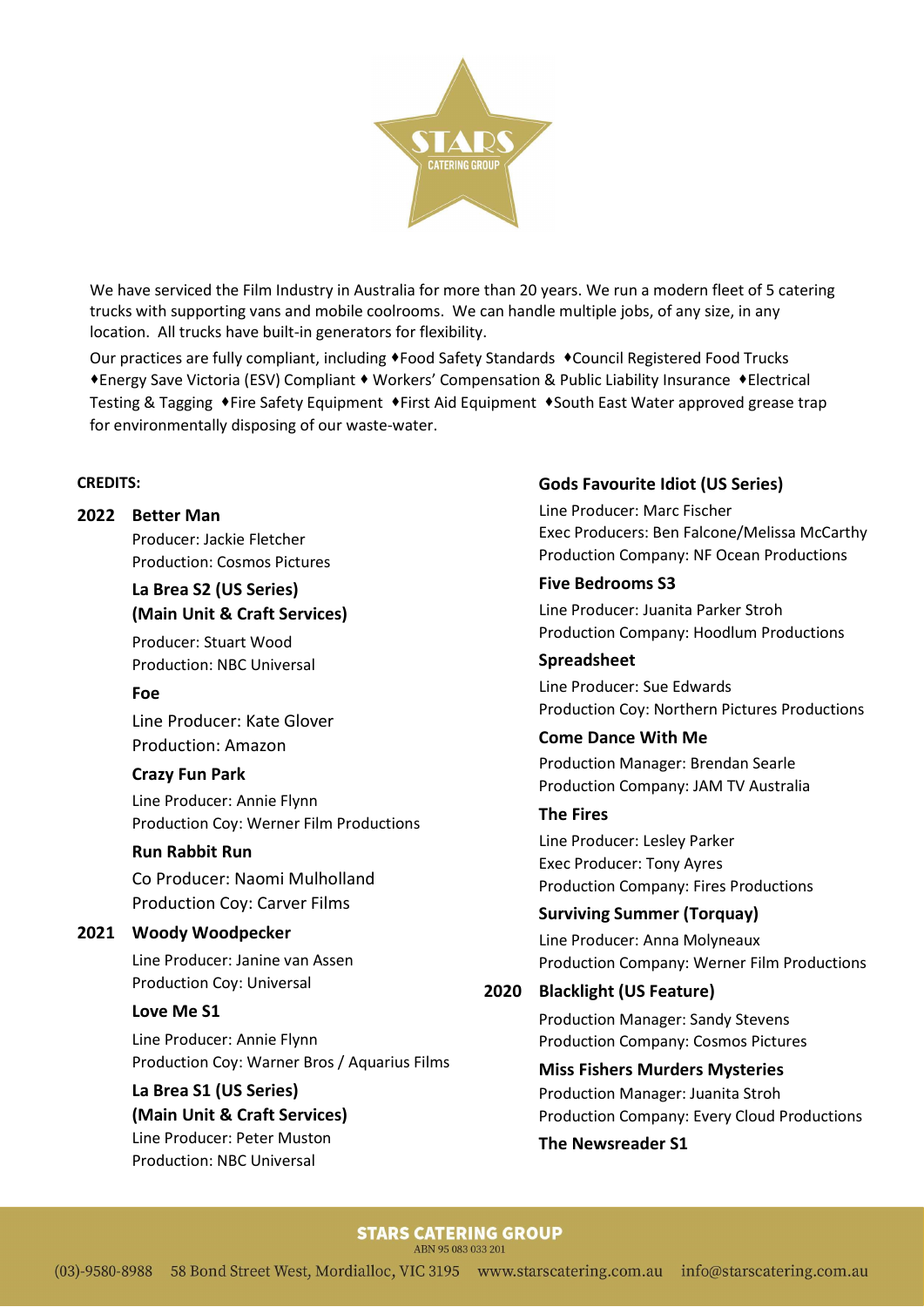STARS
CATERING GROUP

We have serviced the Film Industry in Australia for more than 20 years. We run a modern fleet of 5 catering trucks with supporting vans and mobile coolrooms. We can handle multiple jobs, of any size, in any location. All trucks have built-in generators for flexibility.

Our practices are fully compliant, including ♦Food Safety Standards ♦Council Registered Food Trucks ♦Energy Save Victoria (ESV) Compliant ♦ Workers' Compensation & Public Liability Insurance ♦Electrical Testing & Tagging ♦Fire Safety Equipment ♦First Aid Equipment ♦South East Water approved grease trap for environmentally disposing of our waste-water.

**CREDITS:**

## 2022

**Better Man**
Producer: Jackie Fletcher
Production: Cosmos Pictures

**La Brea S2 (US Series) (Main Unit & Craft Services)**
Producer: Stuart Wood
Production: NBC Universal

**Foe**
Line Producer: Kate Glover
Production: Amazon

**Crazy Fun Park**
Line Producer: Annie Flynn
Production Coy: Werner Film Productions

**Run Rabbit Run**
Co Producer: Naomi Mulholland
Production Coy: Carver Films

## 2021

**Woody Woodpecker**
Line Producer: Janine van Assen
Production Coy: Universal

**Love Me S1**
Line Producer: Annie Flynn
Production Coy: Warner Bros / Aquarius Films

**La Brea S1 (US Series) (Main Unit & Craft Services)**
Line Producer: Peter Muston
Production: NBC Universal

**Gods Favourite Idiot (US Series)**
Line Producer: Marc Fischer
Exec Producers: Ben Falcone/Melissa McCarthy
Production Company: NF Ocean Productions

**Five Bedrooms S3**
Line Producer: Juanita Parker Stroh
Production Company: Hoodlum Productions

**Spreadsheet**
Line Producer: Sue Edwards
Production Coy: Northern Pictures Productions

**Come Dance With Me**
Production Manager: Brendan Searle
Production Company: JAM TV Australia

**The Fires**
Line Producer: Lesley Parker
Exec Producer: Tony Ayres
Production Company: Fires Productions

**Surviving Summer (Torquay)**
Line Producer: Anna Molyneaux
Production Company: Werner Film Productions

## 2020

**Blacklight (US Feature)**
Production Manager: Sandy Stevens
Production Company: Cosmos Pictures

**Miss Fishers Murders Mysteries**
Production Manager: Juanita Stroh
Production Company: Every Cloud Productions

**The Newsreader S1**

**STARS CATERING GROUP**
ABN 95 083 033 201
(03)-9580-8988 58 Bond Street West, Mordialloc, VIC 3195 www.starscatering.com.au info@starscatering.com.au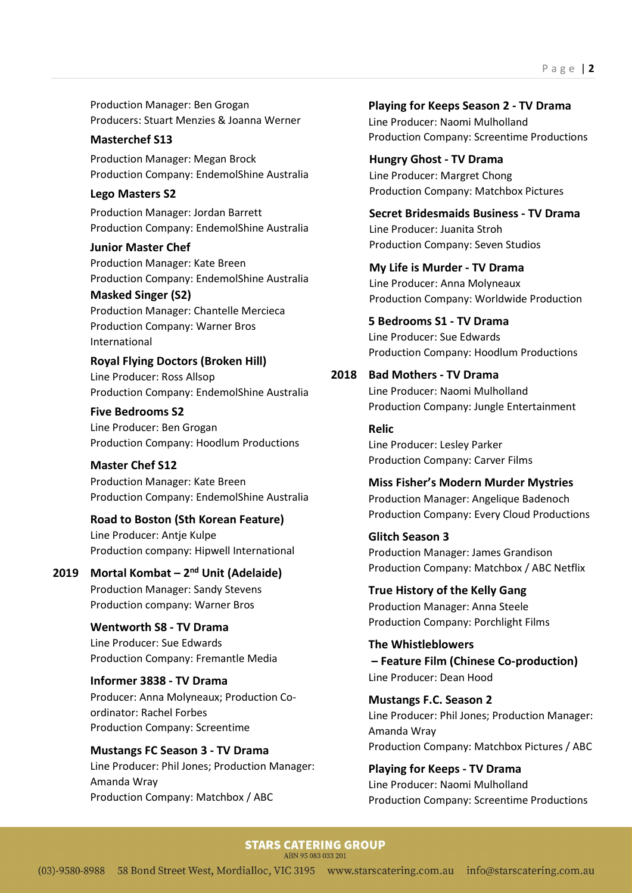Production Manager: Ben Grogan
Producers: Stuart Menzies & Joanna Werner

**Masterchef S13**

Production Manager: Megan Brock
Production Company: EndemolShine Australia

**Lego Masters S2**

Production Manager: Jordan Barrett
Production Company: EndemolShine Australia

**Junior Master Chef**

Production Manager: Kate Breen
Production Company: EndemolShine Australia

**Masked Singer (S2)**

Production Manager: Chantelle Mercieca
Production Company: Warner Bros International

**Royal Flying Doctors (Broken Hill)**

Line Producer: Ross Allsop
Production Company: EndemolShine Australia

**Five Bedrooms S2**

Line Producer: Ben Grogan
Production Company: Hoodlum Productions

**Master Chef S12**

Production Manager: Kate Breen
Production Company: EndemolShine Australia

**Road to Boston (Sth Korean Feature)**

Line Producer: Antje Kulpe
Production company: Hipwell International

**2019**

**Mortal Kombat – 2nd Unit (Adelaide)**

Production Manager: Sandy Stevens
Production company: Warner Bros

**Wentworth S8 - TV Drama**

Line Producer: Sue Edwards
Production Company: Fremantle Media

**Informer 3838 - TV Drama**

Producer: Anna Molyneaux; Production Co-ordinator: Rachel Forbes
Production Company: Screentime

**Mustangs FC Season 3 - TV Drama**

Line Producer: Phil Jones; Production Manager: Amanda Wray
Production Company: Matchbox / ABC

**Playing for Keeps Season 2 - TV Drama**

Line Producer: Naomi Mulholland
Production Company: Screentime Productions

**Hungry Ghost - TV Drama**

Line Producer: Margret Chong
Production Company: Matchbox Pictures

**Secret Bridesmaids Business - TV Drama**

Line Producer: Juanita Stroh
Production Company: Seven Studios

**My Life is Murder - TV Drama**

Line Producer: Anna Molyneaux
Production Company: Worldwide Production

**5 Bedrooms S1 - TV Drama**

Line Producer: Sue Edwards
Production Company: Hoodlum Productions

**2018**

**Bad Mothers - TV Drama**

Line Producer: Naomi Mulholland
Production Company: Jungle Entertainment

**Relic**

Line Producer: Lesley Parker
Production Company: Carver Films

**Miss Fisher's Modern Murder Mystries**

Production Manager: Angelique Badenoch
Production Company: Every Cloud Productions

**Glitch Season 3**

Production Manager: James Grandison
Production Company: Matchbox / ABC Netflix

**True History of the Kelly Gang**

Production Manager: Anna Steele
Production Company: Porchlight Films

**The Whistleblowers – Feature Film (Chinese Co-production)**

Line Producer: Dean Hood

**Mustangs F.C. Season 2**

Line Producer: Phil Jones; Production Manager: Amanda Wray
Production Company: Matchbox Pictures / ABC

**Playing for Keeps - TV Drama**

Line Producer: Naomi Mulholland
Production Company: Screentime Productions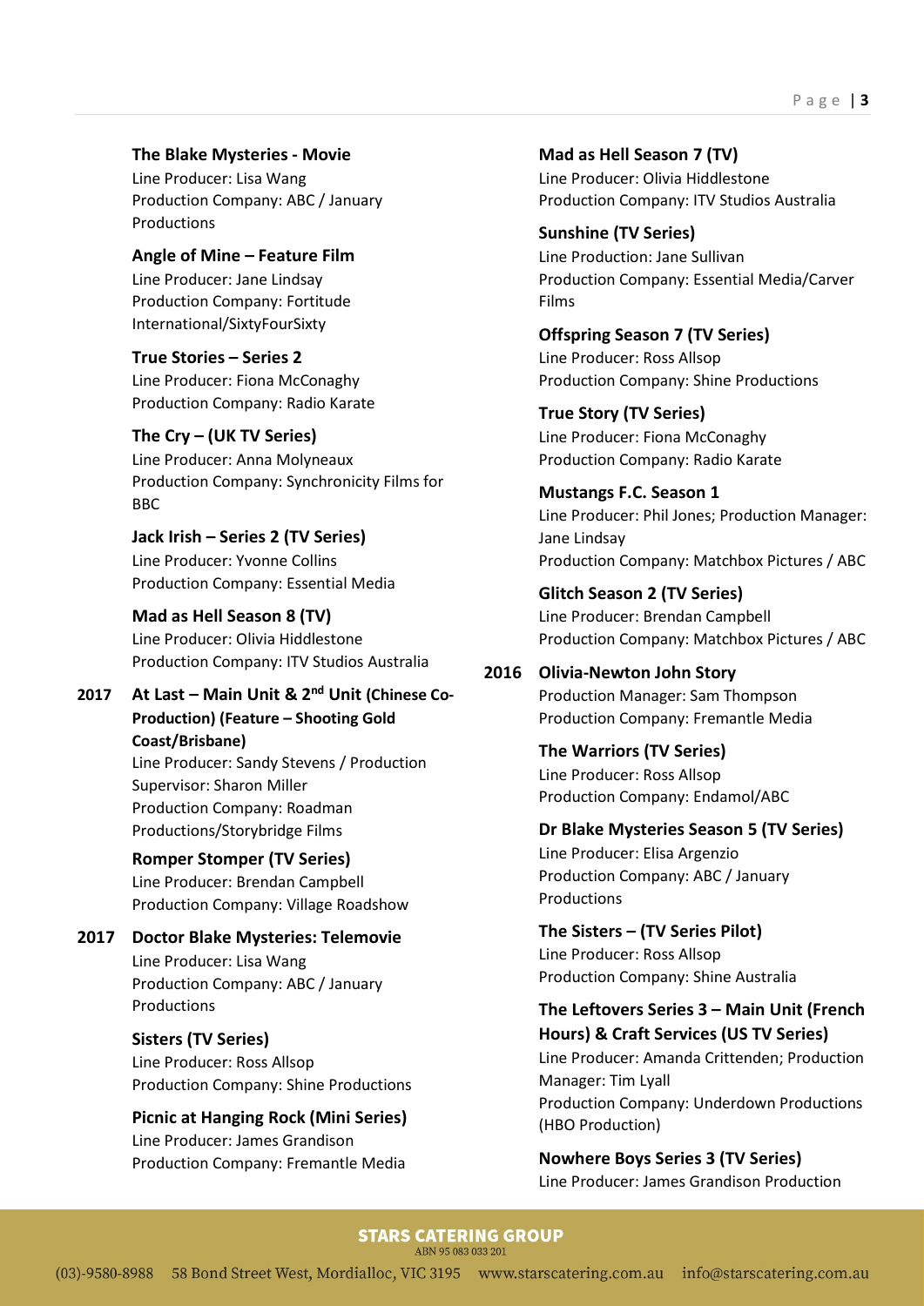**The Blake Mysteries - Movie**
Line Producer: Lisa Wang
Production Company: ABC / January Productions

**Angle of Mine – Feature Film**
Line Producer: Jane Lindsay
Production Company: Fortitude International/SixtyFourSixty

**True Stories – Series 2**
Line Producer: Fiona McConaghy
Production Company: Radio Karate

**The Cry – (UK TV Series)**
Line Producer: Anna Molyneaux
Production Company: Synchronicity Films for BBC

**Jack Irish – Series 2 (TV Series)**
Line Producer: Yvonne Collins
Production Company: Essential Media

**Mad as Hell Season 8 (TV)**
Line Producer: Olivia Hiddlestone
Production Company: ITV Studios Australia

**2017** **At Last – Main Unit & 2nd Unit (Chinese Co-Production) (Feature – Shooting Gold Coast/Brisbane)**
Line Producer: Sandy Stevens / Production Supervisor: Sharon Miller
Production Company: Roadman Productions/Storybridge Films

**Romper Stomper (TV Series)**
Line Producer: Brendan Campbell
Production Company: Village Roadshow

**2017** **Doctor Blake Mysteries: Telemovie**
Line Producer: Lisa Wang
Production Company: ABC / January Productions

**Sisters (TV Series)**
Line Producer: Ross Allsop
Production Company: Shine Productions

**Picnic at Hanging Rock (Mini Series)**
Line Producer: James Grandison
Production Company: Fremantle Media

**Mad as Hell Season 7 (TV)**
Line Producer: Olivia Hiddlestone
Production Company: ITV Studios Australia

**Sunshine (TV Series)**
Line Production: Jane Sullivan
Production Company: Essential Media/Carver Films

**Offspring Season 7 (TV Series)**
Line Producer: Ross Allsop
Production Company: Shine Productions

**True Story (TV Series)**
Line Producer: Fiona McConaghy
Production Company: Radio Karate

**Mustangs F.C. Season 1**
Line Producer: Phil Jones; Production Manager: Jane Lindsay
Production Company: Matchbox Pictures / ABC

**Glitch Season 2 (TV Series)**
Line Producer: Brendan Campbell
Production Company: Matchbox Pictures / ABC

**2016** **Olivia-Newton John Story**
Production Manager: Sam Thompson
Production Company: Fremantle Media

**The Warriors (TV Series)**
Line Producer: Ross Allsop
Production Company: Endamol/ABC

**Dr Blake Mysteries Season 5 (TV Series)**
Line Producer: Elisa Argenzio
Production Company: ABC / January Productions

**The Sisters – (TV Series Pilot)**
Line Producer: Ross Allsop
Production Company: Shine Australia

**The Leftovers Series 3 – Main Unit (French Hours) & Craft Services (US TV Series)**
Line Producer: Amanda Crittenden; Production Manager: Tim Lyall
Production Company: Underdown Productions (HBO Production)

**Nowhere Boys Series 3 (TV Series)**
Line Producer: James Grandison Production

STARS CATERING GROUP
ABN 95 083 033 201
(03)-9580-8988 58 Bond Street West, Mordialloc, VIC 3195 www.starscatering.com.au info@starscatering.com.au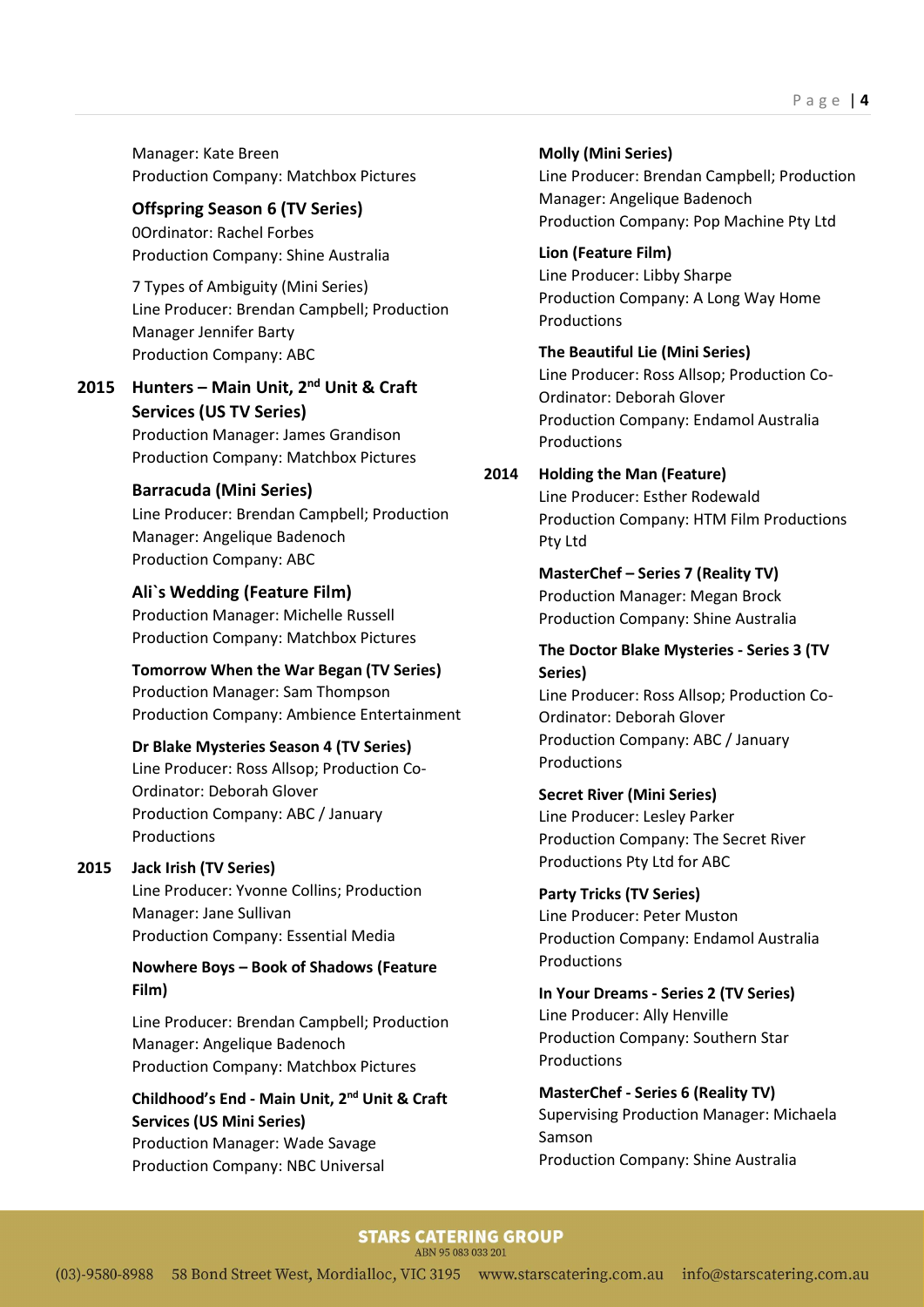Manager: Kate Breen
Production Company: Matchbox Pictures

**Offspring Season 6 (TV Series)**
0Ordinator: Rachel Forbes
Production Company: Shine Australia

7 Types of Ambiguity (Mini Series)
Line Producer: Brendan Campbell; Production Manager Jennifer Barty
Production Company: ABC

**2015** **Hunters – Main Unit, 2nd Unit & Craft Services (US TV Series)**
Production Manager: James Grandison
Production Company: Matchbox Pictures

**Barracuda (Mini Series)**
Line Producer: Brendan Campbell; Production Manager: Angelique Badenoch
Production Company: ABC

**Ali`s Wedding (Feature Film)**
Production Manager: Michelle Russell
Production Company: Matchbox Pictures

**Tomorrow When the War Began (TV Series)**
Production Manager: Sam Thompson
Production Company: Ambience Entertainment

**Dr Blake Mysteries Season 4 (TV Series)**
Line Producer: Ross Allsop; Production Co-Ordinator: Deborah Glover
Production Company: ABC / January Productions

**2015** **Jack Irish (TV Series)**
Line Producer: Yvonne Collins; Production Manager: Jane Sullivan
Production Company: Essential Media

**Nowhere Boys – Book of Shadows (Feature Film)**

Line Producer: Brendan Campbell; Production Manager: Angelique Badenoch
Production Company: Matchbox Pictures

**Childhood's End - Main Unit, 2nd Unit & Craft Services (US Mini Series)**
Production Manager: Wade Savage
Production Company: NBC Universal

**Molly (Mini Series)**
Line Producer: Brendan Campbell; Production Manager: Angelique Badenoch
Production Company: Pop Machine Pty Ltd

**Lion (Feature Film)**
Line Producer: Libby Sharpe
Production Company: A Long Way Home Productions

**The Beautiful Lie (Mini Series)**
Line Producer: Ross Allsop; Production Co-Ordinator: Deborah Glover
Production Company: Endamol Australia Productions

**2014** **Holding the Man (Feature)**
Line Producer: Esther Rodewald
Production Company: HTM Film Productions Pty Ltd

**MasterChef – Series 7 (Reality TV)**
Production Manager: Megan Brock
Production Company: Shine Australia

**The Doctor Blake Mysteries - Series 3 (TV Series)**
Line Producer: Ross Allsop; Production Co-Ordinator: Deborah Glover
Production Company: ABC / January Productions

**Secret River (Mini Series)**
Line Producer: Lesley Parker
Production Company: The Secret River Productions Pty Ltd for ABC

**Party Tricks (TV Series)**
Line Producer: Peter Muston
Production Company: Endamol Australia Productions

**In Your Dreams - Series 2 (TV Series)**
Line Producer: Ally Henville
Production Company: Southern Star Productions

**MasterChef - Series 6 (Reality TV)**
Supervising Production Manager: Michaela Samson
Production Company: Shine Australia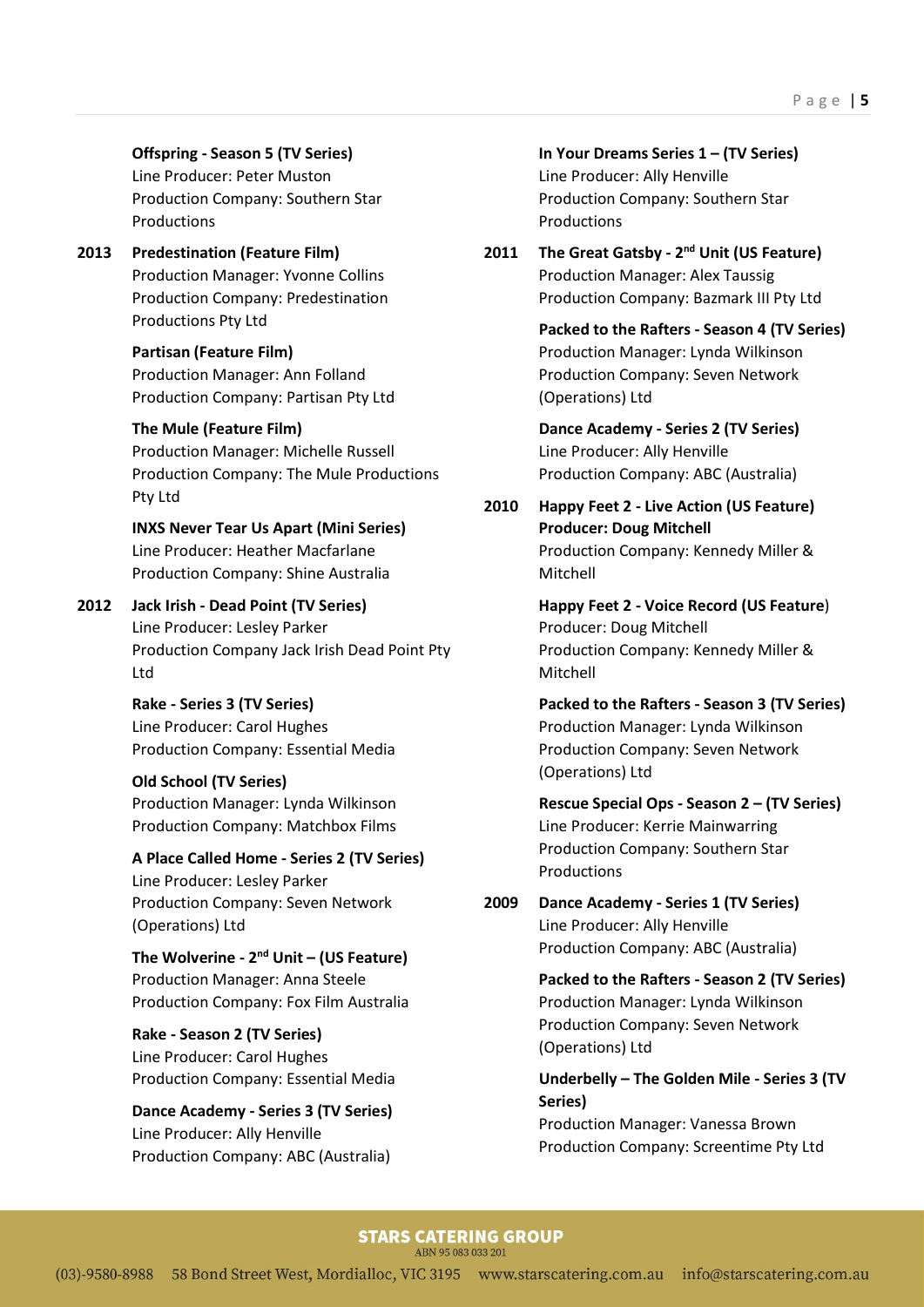**Offspring - Season 5 (TV Series)**
Line Producer: Peter Muston
Production Company: Southern Star Productions

**2013**

**Predestination (Feature Film)**
Production Manager: Yvonne Collins
Production Company: Predestination Productions Pty Ltd

**Partisan (Feature Film)**
Production Manager: Ann Folland
Production Company: Partisan Pty Ltd

**The Mule (Feature Film)**
Production Manager: Michelle Russell
Production Company: The Mule Productions Pty Ltd

**INXS Never Tear Us Apart (Mini Series)**
Line Producer: Heather Macfarlane
Production Company: Shine Australia

**2012**

**Jack Irish - Dead Point (TV Series)**
Line Producer: Lesley Parker
Production Company Jack Irish Dead Point Pty Ltd

**Rake - Series 3 (TV Series)**
Line Producer: Carol Hughes
Production Company: Essential Media

**Old School (TV Series)**
Production Manager: Lynda Wilkinson
Production Company: Matchbox Films

**A Place Called Home - Series 2 (TV Series)**
Line Producer: Lesley Parker
Production Company: Seven Network (Operations) Ltd

**The Wolverine - 2nd Unit – (US Feature)**
Production Manager: Anna Steele
Production Company: Fox Film Australia

**Rake - Season 2 (TV Series)**
Line Producer: Carol Hughes
Production Company: Essential Media

**Dance Academy - Series 3 (TV Series)**
Line Producer: Ally Henville
Production Company: ABC (Australia)

**In Your Dreams Series 1 – (TV Series)**
Line Producer: Ally Henville
Production Company: Southern Star Productions

**2011**

**The Great Gatsby - 2nd Unit (US Feature)**
Production Manager: Alex Taussig
Production Company: Bazmark III Pty Ltd

**Packed to the Rafters - Season 4 (TV Series)**
Production Manager: Lynda Wilkinson
Production Company: Seven Network (Operations) Ltd

**Dance Academy - Series 2 (TV Series)**
Line Producer: Ally Henville
Production Company: ABC (Australia)

**2010**

**Happy Feet 2 - Live Action (US Feature)**
**Producer: Doug Mitchell**
Production Company: Kennedy Miller & Mitchell

**Happy Feet 2 - Voice Record (US Feature)**
Producer: Doug Mitchell
Production Company: Kennedy Miller & Mitchell

**Packed to the Rafters - Season 3 (TV Series)**
Production Manager: Lynda Wilkinson
Production Company: Seven Network (Operations) Ltd

**Rescue Special Ops - Season 2 – (TV Series)**
Line Producer: Kerrie Mainwarring
Production Company: Southern Star Productions

**2009**

**Dance Academy - Series 1 (TV Series)**
Line Producer: Ally Henville
Production Company: ABC (Australia)

**Packed to the Rafters - Season 2 (TV Series)**
Production Manager: Lynda Wilkinson
Production Company: Seven Network (Operations) Ltd

**Underbelly – The Golden Mile - Series 3 (TV Series)**
Production Manager: Vanessa Brown
Production Company: Screentime Pty Ltd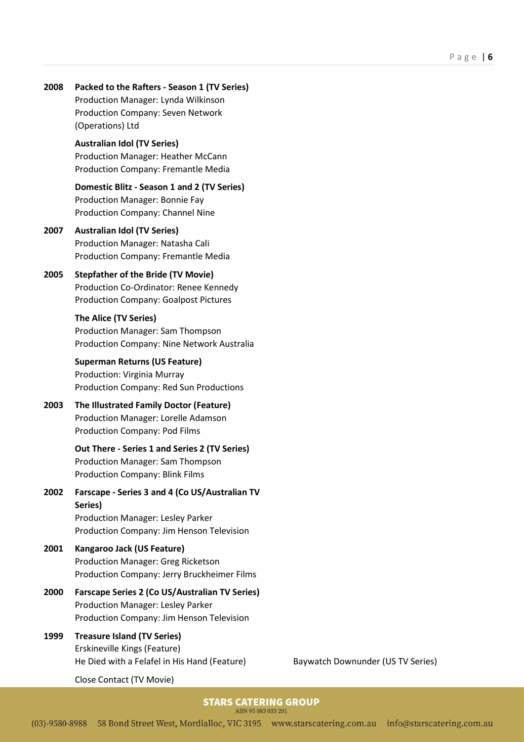**2008** **Packed to the Rafters - Season 1 (TV Series)**
Production Manager: Lynda Wilkinson
Production Company: Seven Network (Operations) Ltd

**Australian Idol (TV Series)**
Production Manager: Heather McCann
Production Company: Fremantle Media

**Domestic Blitz - Season 1 and 2 (TV Series)**
Production Manager: Bonnie Fay
Production Company: Channel Nine

**2007** **Australian Idol (TV Series)**
Production Manager: Natasha Cali
Production Company: Fremantle Media

**2005** **Stepfather of the Bride (TV Movie)**
Production Co-Ordinator: Renee Kennedy
Production Company: Goalpost Pictures

**The Alice (TV Series)**
Production Manager: Sam Thompson
Production Company: Nine Network Australia

**Superman Returns (US Feature)**
Production: Virginia Murray
Production Company: Red Sun Productions

**2003** **The Illustrated Family Doctor (Feature)**
Production Manager: Lorelle Adamson
Production Company: Pod Films

**Out There - Series 1 and Series 2 (TV Series)**
Production Manager: Sam Thompson
Production Company: Blink Films

**2002** **Farscape - Series 3 and 4 (Co US/Australian TV Series)**
Production Manager: Lesley Parker
Production Company: Jim Henson Television

**2001** **Kangaroo Jack (US Feature)**
Production Manager: Greg Ricketson
Production Company: Jerry Bruckheimer Films

**2000** **Farscape Series 2 (Co US/Australian TV Series)**
Production Manager: Lesley Parker
Production Company: Jim Henson Television

**1999** **Treasure Island (TV Series)**
Erskineville Kings (Feature)
He Died with a Felafel in His Hand (Feature)
Baywatch Downunder (US TV Series)
Close Contact (TV Movie)

**STARS CATERING GROUP**
ABN 95 083 033 201

(03)-9580-8988 58 Bond Street West, Mordialloc, VIC 3195 www.starscatering.com.au info@starscatering.com.au